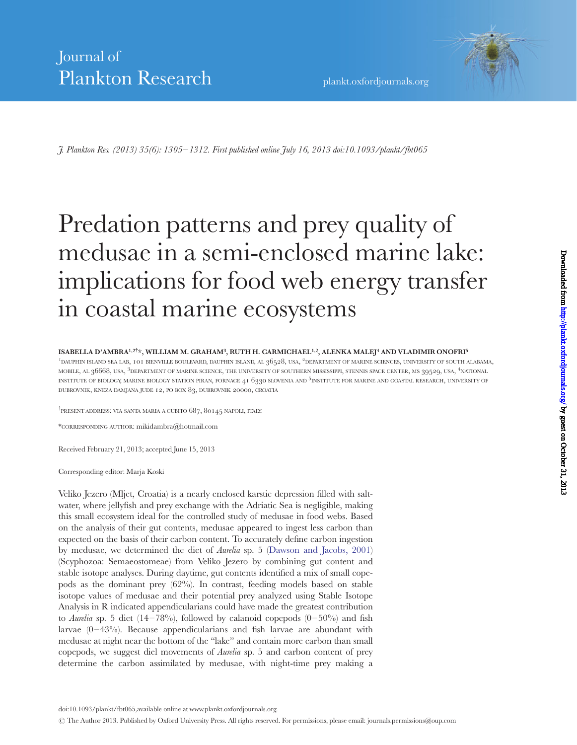Journal of Plankton Research

plankt.oxfordjournals.org

*J. Plankton Res.* (2013) 35(6): 1305–1312. First published online July 16, 2013 doi:10.1093/plankt/fbt065

# Predation patterns and prey quality of medusae in a semi-enclosed marine lake: implications for food web energy transfer in coastal marine ecosystems

**ISABELLA D'AMBRA[1,2†]*, WILLIAM M. GRAHAM[3], RUTH H. CARMICHAEL[1,2], ALENKA MALEJ[4] AND VLADIMIR ONOFRI[5]**

[1]DAUPHIN ISLAND SEA LAB, 101 BIENVILLE BOULEVARD, DAUPHIN ISLAND, AL 36528, USA, [2]DEPARTMENT OF MARINE SCIENCES, UNIVERSITY OF SOUTH ALABAMA, MOBILE, AL 36668, USA, [3]DEPARTMENT OF MARINE SCIENCE, THE UNIVERSITY OF SOUTHERN MISSISSIPPI, STENNIS SPACE CENTER, MS 39529, USA, [4]NATIONAL INSTITUTE OF BIOLOGY, MARINE BIOLOGY STATION PIRAN, FORNACE 41 6330 SLOVENIA AND [5]INSTITUTE FOR MARINE AND COASTAL RESEARCH, UNIVERSITY OF DUBROVNIK, KNEZA DAMJANA JUDE 12, PO BOX 83, DUBROVNIK 20000, CROATIA

[†]PRESENT ADDRESS: VIA SANTA MARIA A CUBITO 687, 80145 NAPOLI, ITALY.

*CORRESPONDING AUTHOR: mikidambra@hotmail.com

Received February 21, 2013; accepted June 15, 2013

Corresponding editor: Marja Koski

Veliko Jezero (Mljet, Croatia) is a nearly enclosed karstic depression filled with saltwater, where jellyfish and prey exchange with the Adriatic Sea is negligible, making this small ecosystem ideal for the controlled study of medusae in food webs. Based on the analysis of their gut contents, medusae appeared to ingest less carbon than expected on the basis of their carbon content. To accurately define carbon ingestion by medusae, we determined the diet of *Aurelia* sp. 5 (Dawson and Jacobs, 2001) (Scyphozoa: Semaeostomeae) from Veliko Jezero by combining gut content and stable isotope analyses. During daytime, gut contents identified a mix of small copepods as the dominant prey (62%). In contrast, feeding models based on stable isotope values of medusae and their potential prey analyzed using Stable Isotope Analysis in R indicated appendicularians could have made the greatest contribution to *Aurelia* sp. 5 diet (14–78%), followed by calanoid copepods (0–50%) and fish larvae (0–43%). Because appendicularians and fish larvae are abundant with medusae at night near the bottom of the "lake" and contain more carbon than small copepods, we suggest diel movements of *Aurelia* sp. 5 and carbon content of prey determine the carbon assimilated by medusae, with night-time prey making a

doi:10.1093/plankt/fbt065,available online at www.plankt.oxfordjournals.org.

© The Author 2013. Published by Oxford University Press. All rights reserved. For permissions, please email: journals.permissions@oup.com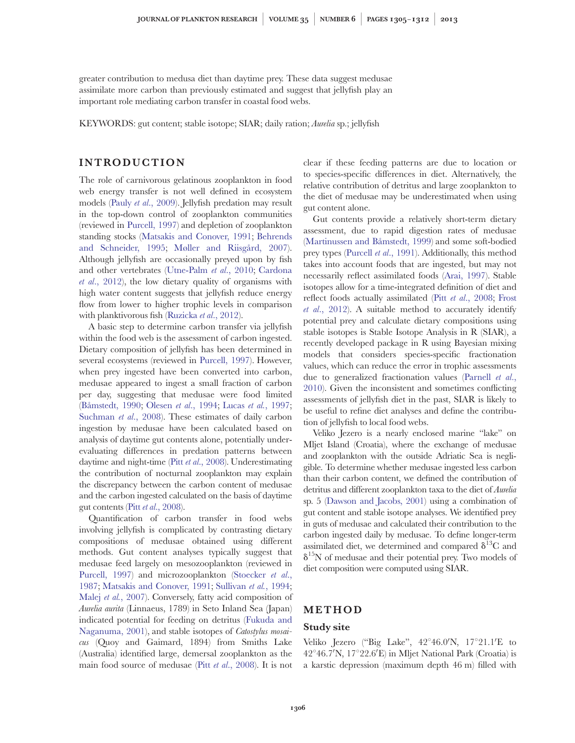greater contribution to medusa diet than daytime prey. These data suggest medusae assimilate more carbon than previously estimated and suggest that jellyfish play an important role mediating carbon transfer in coastal food webs.

KEYWORDS: gut content; stable isotope; SIAR; daily ration; *Aurelia* sp.; jellyfish

## INTRODUCTION

The role of carnivorous gelatinous zooplankton in food web energy transfer is not well defined in ecosystem models (Pauly *et al.*, 2009). Jellyfish predation may result in the top-down control of zooplankton communities (reviewed in Purcell, 1997) and depletion of zooplankton standing stocks (Matsakis and Conover, 1991; Behrends and Schneider, 1995; Møller and Riisgård, 2007). Although jellyfish are occasionally preyed upon by fish and other vertebrates (Utne-Palm *et al.*, 2010; Cardona *et al.*, 2012), the low dietary quality of organisms with high water content suggests that jellyfish reduce energy flow from lower to higher trophic levels in comparison with planktivorous fish (Ruzicka *et al.*, 2012).

A basic step to determine carbon transfer via jellyfish within the food web is the assessment of carbon ingested. Dietary composition of jellyfish has been determined in several ecosystems (reviewed in Purcell, 1997). However, when prey ingested have been converted into carbon, medusae appeared to ingest a small fraction of carbon per day, suggesting that medusae were food limited (Båmstedt, 1990; Olesen *et al.*, 1994; Lucas *et al.*, 1997; Suchman *et al.*, 2008). These estimates of daily carbon ingestion by medusae have been calculated based on analysis of daytime gut contents alone, potentially underevaluating differences in predation patterns between daytime and night-time (Pitt *et al.*, 2008). Underestimating the contribution of nocturnal zooplankton may explain the discrepancy between the carbon content of medusae and the carbon ingested calculated on the basis of daytime gut contents (Pitt *et al.*, 2008).

Quantification of carbon transfer in food webs involving jellyfish is complicated by contrasting dietary compositions of medusae obtained using different methods. Gut content analyses typically suggest that medusae feed largely on mesozooplankton (reviewed in Purcell, 1997) and microzooplankton (Stoecker *et al.*, 1987; Matsakis and Conover, 1991; Sullivan *et al.*, 1994; Malej *et al.*, 2007). Conversely, fatty acid composition of *Aurelia aurita* (Linnaeus, 1789) in Seto Inland Sea (Japan) indicated potential for feeding on detritus (Fukuda and Naganuma, 2001), and stable isotopes of *Catostylus mosaicus* (Quoy and Gaimard, 1894) from Smiths Lake (Australia) identified large, demersal zooplankton as the main food source of medusae (Pitt *et al.*, 2008). It is not clear if these feeding patterns are due to location or to species-specific differences in diet. Alternatively, the relative contribution of detritus and large zooplankton to the diet of medusae may be underestimated when using gut content alone.

Gut contents provide a relatively short-term dietary assessment, due to rapid digestion rates of medusae (Martinussen and Båmstedt, 1999) and some soft-bodied prey types (Purcell *et al.*, 1991). Additionally, this method takes into account foods that are ingested, but may not necessarily reflect assimilated foods (Arai, 1997). Stable isotopes allow for a time-integrated definition of diet and reflect foods actually assimilated (Pitt *et al.*, 2008; Frost *et al.*, 2012). A suitable method to accurately identify potential prey and calculate dietary compositions using stable isotopes is Stable Isotope Analysis in R (SIAR), a recently developed package in R using Bayesian mixing models that considers species-specific fractionation values, which can reduce the error in trophic assessments due to generalized fractionation values (Parnell *et al.*, 2010). Given the inconsistent and sometimes conflicting assessments of jellyfish diet in the past, SIAR is likely to be useful to refine diet analyses and define the contribution of jellyfish to local food webs.

Veliko Jezero is a nearly enclosed marine "lake" on Mljet Island (Croatia), where the exchange of medusae and zooplankton with the outside Adriatic Sea is negligible. To determine whether medusae ingested less carbon than their carbon content, we defined the contribution of detritus and different zooplankton taxa to the diet of *Aurelia* sp. 5 (Dawson and Jacobs, 2001) using a combination of gut content and stable isotope analyses. We identified prey in guts of medusae and calculated their contribution to the carbon ingested daily by medusae. To define longer-term assimilated diet, we determined and compared $\delta^{13}C$ and $\delta^{15}N$ of medusae and their potential prey. Two models of diet composition were computed using SIAR.

## METHOD

### Study site

Veliko Jezero ("Big Lake", 42°46.0′N, 17°21.1′E to 42°46.7′N, 17°22.6′E) in Mljet National Park (Croatia) is a karstic depression (maximum depth 46 m) filled with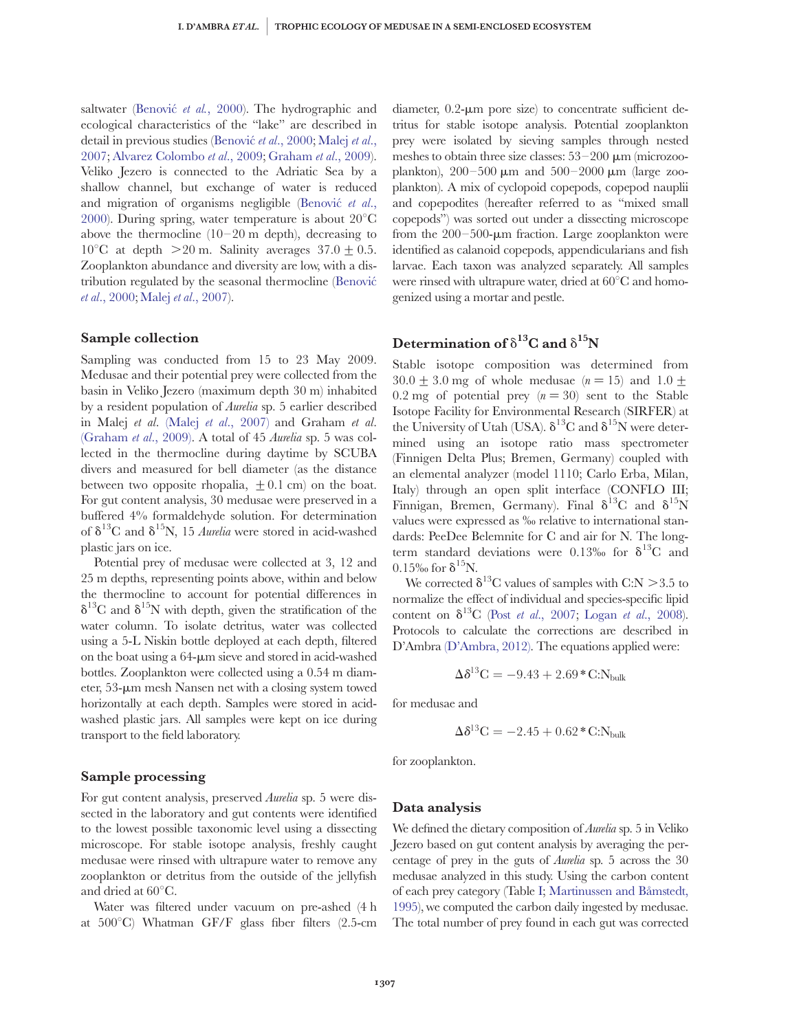saltwater (Benović *et al.*, 2000). The hydrographic and ecological characteristics of the "lake" are described in detail in previous studies (Benović *et al.*, 2000; Malej *et al.*, 2007; Alvarez Colombo *et al.*, 2009; Graham *et al.*, 2009). Veliko Jezero is connected to the Adriatic Sea by a shallow channel, but exchange of water is reduced and migration of organisms negligible (Benović *et al.*, 2000). During spring, water temperature is about 20°C above the thermocline (10–20 m depth), decreasing to 10°C at depth >20 m. Salinity averages $37.0 \pm 0.5$. Zooplankton abundance and diversity are low, with a distribution regulated by the seasonal thermocline (Benović *et al.*, 2000; Malej *et al.*, 2007).

## Sample collection

Sampling was conducted from 15 to 23 May 2009. Medusae and their potential prey were collected from the basin in Veliko Jezero (maximum depth 30 m) inhabited by a resident population of *Aurelia* sp. 5 earlier described in Malej *et al.* (Malej *et al.*, 2007) and Graham *et al.* (Graham *et al.*, 2009). A total of 45 *Aurelia* sp. 5 was collected in the thermocline during daytime by SCUBA divers and measured for bell diameter (as the distance between two opposite rhopalia, $\pm 0.1$ cm) on the boat. For gut content analysis, 30 medusae were preserved in a buffered 4% formaldehyde solution. For determination of $\delta^{13}C$ and $\delta^{15}N$, 15 *Aurelia* were stored in acid-washed plastic jars on ice.

Potential prey of medusae were collected at 3, 12 and 25 m depths, representing points above, within and below the thermocline to account for potential differences in $\delta^{13}C$ and $\delta^{15}N$ with depth, given the stratification of the water column. To isolate detritus, water was collected using a 5-L Niskin bottle deployed at each depth, filtered on the boat using a 64-μm sieve and stored in acid-washed bottles. Zooplankton were collected using a 0.54 m diameter, 53-μm mesh Nansen net with a closing system towed horizontally at each depth. Samples were stored in acid-washed plastic jars. All samples were kept on ice during transport to the field laboratory.

## Sample processing

For gut content analysis, preserved *Aurelia* sp. 5 were dissected in the laboratory and gut contents were identified to the lowest possible taxonomic level using a dissecting microscope. For stable isotope analysis, freshly caught medusae were rinsed with ultrapure water to remove any zooplankton or detritus from the outside of the jellyfish and dried at 60°C.

Water was filtered under vacuum on pre-ashed (4 h at 500°C) Whatman GF/F glass fiber filters (2.5-cm diameter, 0.2-μm pore size) to concentrate sufficient detritus for stable isotope analysis. Potential zooplankton prey were isolated by sieving samples through nested meshes to obtain three size classes: 53–200 μm (microzooplankton), 200–500 μm and 500–2000 μm (large zooplankton). A mix of cyclopoid copepods, copepod nauplii and copepodites (hereafter referred to as "mixed small copepods") was sorted out under a dissecting microscope from the 200–500-μm fraction. Large zooplankton were identified as calanoid copepods, appendicularians and fish larvae. Each taxon was analyzed separately. All samples were rinsed with ultrapure water, dried at 60°C and homogenized using a mortar and pestle.

## Determination of $\delta^{13}C$ and $\delta^{15}N$

Stable isotope composition was determined from $30.0 \pm 3.0$ mg of whole medusae ($n = 15$) and $1.0 \pm 0.2$ mg of potential prey ($n = 30$) sent to the Stable Isotope Facility for Environmental Research (SIRFER) at the University of Utah (USA). $\delta^{13}C$ and $\delta^{15}N$ were determined using an isotope ratio mass spectrometer (Finnigen Delta Plus; Bremen, Germany) coupled with an elemental analyzer (model 1110; Carlo Erba, Milan, Italy) through an open split interface (CONFLO III; Finnigan, Bremen, Germany). Final $\delta^{13}C$ and $\delta^{15}N$ values were expressed as ‰ relative to international standards: PeeDee Belemnite for C and air for N. The long-term standard deviations were 0.13‰ for $\delta^{13}C$ and 0.15‰ for $\delta^{15}N$.

We corrected $\delta^{13}C$ values of samples with C:N >3.5 to normalize the effect of individual and species-specific lipid content on $\delta^{13}C$ (Post *et al.*, 2007; Logan *et al.*, 2008). Protocols to calculate the corrections are described in D'Ambra (D'Ambra, 2012). The equations applied were:

$$\Delta\delta^{13}C = -9.43 + 2.69 * C{:}N_{bulk}$$

for medusae and

$$\Delta\delta^{13}C = -2.45 + 0.62 * C{:}N_{bulk}$$

for zooplankton.

## Data analysis

We defined the dietary composition of *Aurelia* sp. 5 in Veliko Jezero based on gut content analysis by averaging the percentage of prey in the guts of *Aurelia* sp. 5 across the 30 medusae analyzed in this study. Using the carbon content of each prey category (Table I; Martinussen and Båmstedt, 1995), we computed the carbon daily ingested by medusae. The total number of prey found in each gut was corrected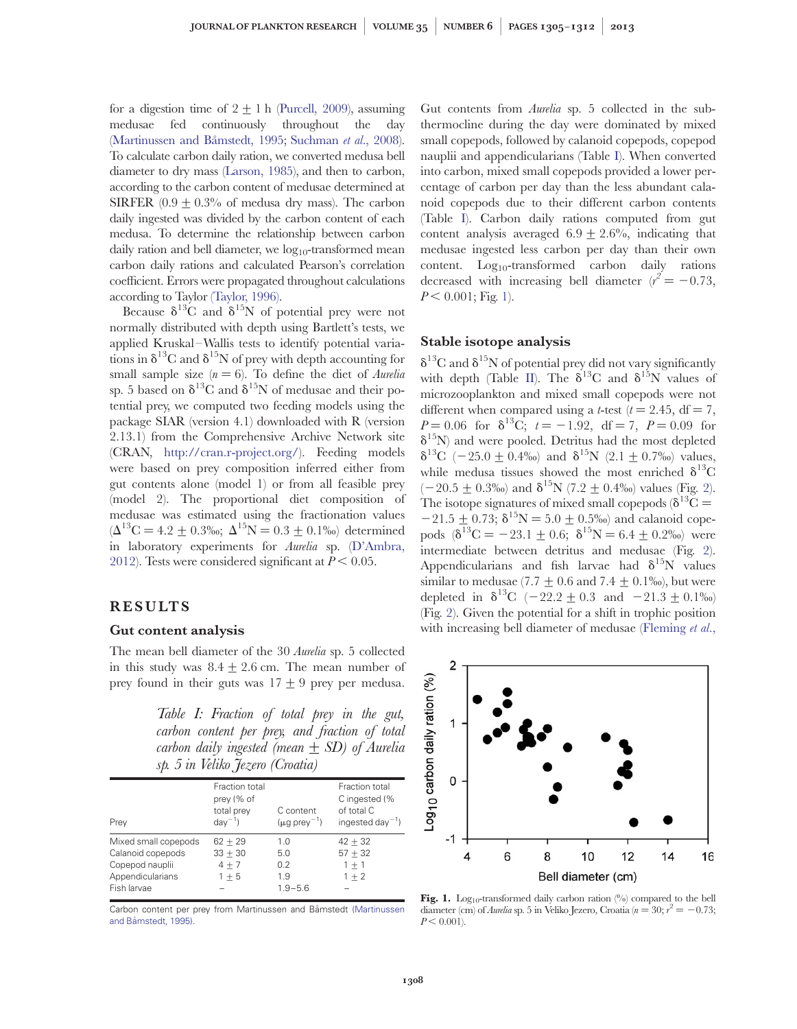for a digestion time of $2 \pm 1$ h (Purcell, 2009), assuming medusae fed continuously throughout the day (Martinussen and Båmstedt, 1995; Suchman *et al.*, 2008). To calculate carbon daily ration, we converted medusa bell diameter to dry mass (Larson, 1985), and then to carbon, according to the carbon content of medusae determined at SIRFER ($0.9 \pm 0.3\%$ of medusa dry mass). The carbon daily ingested was divided by the carbon content of each medusa. To determine the relationship between carbon daily ration and bell diameter, we $\log_{10}$-transformed mean carbon daily rations and calculated Pearson's correlation coefficient. Errors were propagated throughout calculations according to Taylor (Taylor, 1996).

Because $\delta^{13}C$ and $\delta^{15}N$ of potential prey were not normally distributed with depth using Bartlett's tests, we applied Kruskal–Wallis tests to identify potential variations in $\delta^{13}C$ and $\delta^{15}N$ of prey with depth accounting for small sample size ($n = 6$). To define the diet of *Aurelia* sp. 5 based on $\delta^{13}C$ and $\delta^{15}N$ of medusae and their potential prey, we computed two feeding models using the package SIAR (version 4.1) downloaded with R (version 2.13.1) from the Comprehensive Archive Network site (CRAN, http://cran.r-project.org/). Feeding models were based on prey composition inferred either from gut contents alone (model 1) or from all feasible prey (model 2). The proportional diet composition of medusae was estimated using the fractionation values ($\Delta^{13}C = 4.2 \pm 0.3$‰; $\Delta^{15}N = 0.3 \pm 0.1$‰) determined in laboratory experiments for *Aurelia* sp. (D'Ambra, 2012). Tests were considered significant at $P < 0.05$.

## RESULTS

### Gut content analysis

The mean bell diameter of the 30 *Aurelia* sp. 5 collected in this study was $8.4 \pm 2.6$ cm. The mean number of prey found in their guts was $17 \pm 9$ prey per medusa.

*Table I: Fraction of total prey in the gut, carbon content per prey, and fraction of total carbon daily ingested (mean ± SD) of Aurelia sp. 5 in Veliko Jezero (Croatia)*

| Prey | Fraction total prey (% of total prey $day^{-1}$) | C content (μg $prey^{-1}$) | Fraction total C ingested (% of total C ingested $day^{-1}$) |
|---|---|---|---|
| Mixed small copepods | 62 ± 29 | 1.0 | 42 ± 32 |
| Calanoid copepods | 33 ± 30 | 5.0 | 57 ± 32 |
| Copepod nauplii | 4 ± 7 | 0.2 | 1 ± 1 |
| Appendicularians | 1 ± 5 | 1.9 | 1 ± 2 |
| Fish larvae | – | 1.9–5.6 | – |

Carbon content per prey from Martinussen and Båmstedt (Martinussen and Båmstedt, 1995).

Gut contents from *Aurelia* sp. 5 collected in the sub-thermocline during the day were dominated by mixed small copepods, followed by calanoid copepods, copepod nauplii and appendicularians (Table I). When converted into carbon, mixed small copepods provided a lower percentage of carbon per day than the less abundant calanoid copepods due to their different carbon contents (Table I). Carbon daily rations computed from gut content analysis averaged $6.9 \pm 2.6\%$, indicating that medusae ingested less carbon per day than their own content. $Log_{10}$-transformed carbon daily rations decreased with increasing bell diameter ($r^2 = -0.73$, $P < 0.001$; Fig. 1).

**Fig. 1.** $Log_{10}$-transformed daily carbon ration (%) compared to the bell diameter (cm) of *Aurelia* sp. 5 in Veliko Jezero, Croatia ($n = 30$; $r^2 = -0.73$; $P < 0.001$).

### Stable isotope analysis

$\delta^{13}C$ and $\delta^{15}N$ of potential prey did not vary significantly with depth (Table II). The $\delta^{13}C$ and $\delta^{15}N$ values of microzooplankton and mixed small copepods were not different when compared using a *t*-test ($t = 2.45$, df = 7, $P = 0.06$ for $\delta^{13}C$; $t = -1.92$, df = 7, $P = 0.09$ for $\delta^{15}N$) and were pooled. Detritus had the most depleted $\delta^{13}C$ ($-25.0 \pm 0.4$‰) and $\delta^{15}N$ ($2.1 \pm 0.7$‰) values, while medusa tissues showed the most enriched $\delta^{13}C$ ($-20.5 \pm 0.3$‰) and $\delta^{15}N$ ($7.2 \pm 0.4$‰) values (Fig. 2). The isotope signatures of mixed small copepods ($\delta^{13}C = -21.5 \pm 0.73$; $\delta^{15}N = 5.0 \pm 0.5$‰) and calanoid copepods ($\delta^{13}C = -23.1 \pm 0.6$; $\delta^{15}N = 6.4 \pm 0.2$‰) were intermediate between detritus and medusae (Fig. 2). Appendicularians and fish larvae had $\delta^{15}N$ values similar to medusae ($7.7 \pm 0.6$ and $7.4 \pm 0.1$‰), but were depleted in $\delta^{13}C$ ($-22.2 \pm 0.3$ and $-21.3 \pm 0.1$‰) (Fig. 2). Given the potential for a shift in trophic position with increasing bell diameter of medusae (Fleming *et al.*,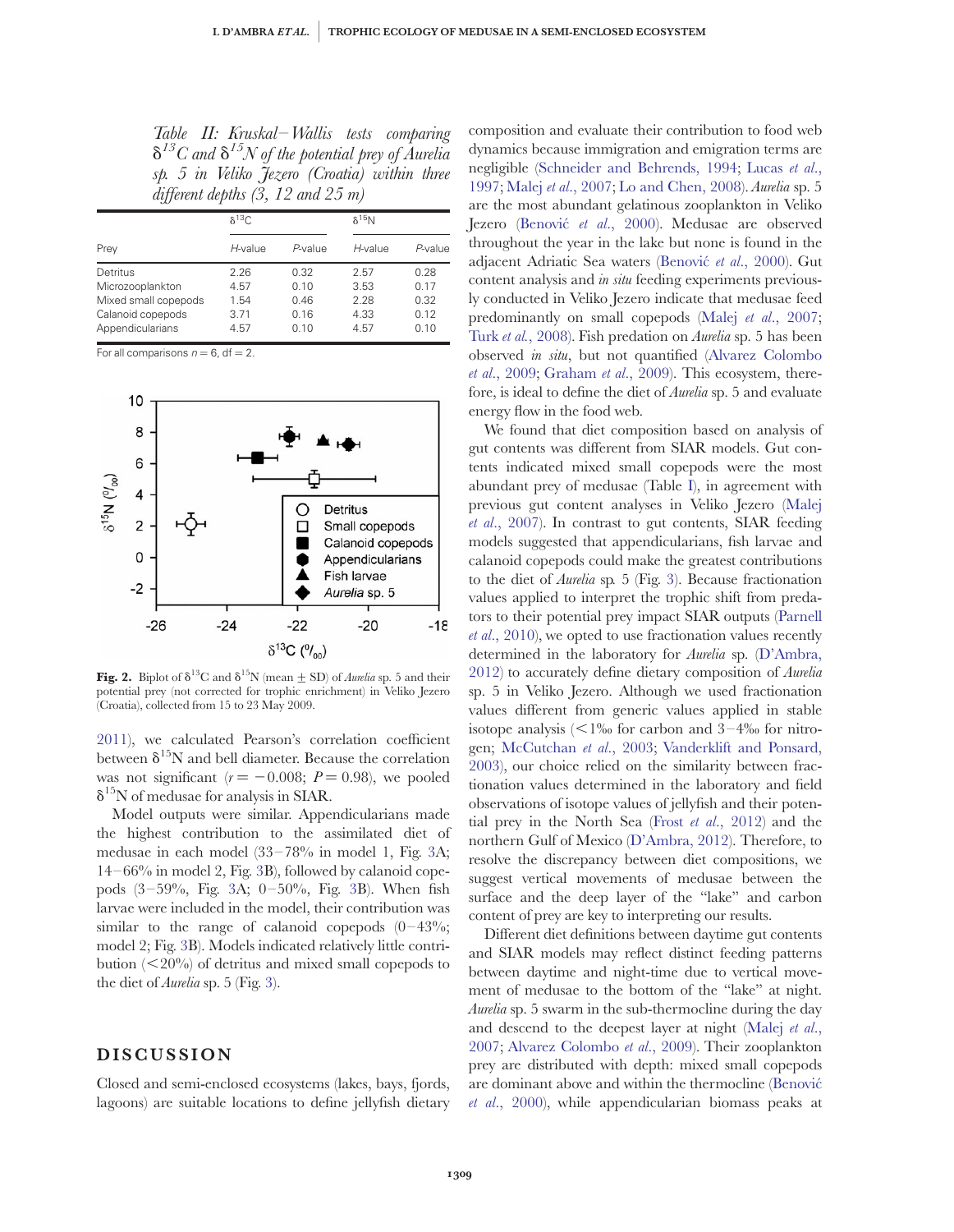*Table II: Kruskal–Wallis tests comparing $\delta^{13}C$ and $\delta^{15}N$ of the potential prey of Aurelia sp. 5 in Veliko Jezero (Croatia) within three different depths (3, 12 and 25 m)*

| Prey | $\delta^{13}C$ | | $\delta^{15}N$ | |
|---|---|---|---|---|
| | *H*-value | *P*-value | *H*-value | *P*-value |
| Detritus | 2.26 | 0.32 | 2.57 | 0.28 |
| Microzooplankton | 4.57 | 0.10 | 3.53 | 0.17 |
| Mixed small copepods | 1.54 | 0.46 | 2.28 | 0.32 |
| Calanoid copepods | 3.71 | 0.16 | 4.33 | 0.12 |
| Appendicularians | 4.57 | 0.10 | 4.57 | 0.10 |

For all comparisons $n = 6$, df $= 2$.

**Fig. 2.** Biplot of $\delta^{13}C$ and $\delta^{15}N$ (mean ± SD) of *Aurelia* sp. 5 and their potential prey (not corrected for trophic enrichment) in Veliko Jezero (Croatia), collected from 15 to 23 May 2009.

2011), we calculated Pearson's correlation coefficient between $\delta^{15}N$ and bell diameter. Because the correlation was not significant ($r = -0.008$; $P = 0.98$), we pooled $\delta^{15}N$ of medusae for analysis in SIAR.

Model outputs were similar. Appendicularians made the highest contribution to the assimilated diet of medusae in each model (33–78% in model 1, Fig. 3A; 14–66% in model 2, Fig. 3B), followed by calanoid copepods (3–59%, Fig. 3A; 0–50%, Fig. 3B). When fish larvae were included in the model, their contribution was similar to the range of calanoid copepods (0–43%; model 2; Fig. 3B). Models indicated relatively little contribution (<20%) of detritus and mixed small copepods to the diet of *Aurelia* sp. 5 (Fig. 3).

## DISCUSSION

Closed and semi-enclosed ecosystems (lakes, bays, fjords, lagoons) are suitable locations to define jellyfish dietary composition and evaluate their contribution to food web dynamics because immigration and emigration terms are negligible (Schneider and Behrends, 1994; Lucas *et al.*, 1997; Malej *et al.*, 2007; Lo and Chen, 2008). *Aurelia* sp. 5 are the most abundant gelatinous zooplankton in Veliko Jezero (Benović *et al.*, 2000). Medusae are observed throughout the year in the lake but none is found in the adjacent Adriatic Sea waters (Benović *et al.*, 2000). Gut content analysis and *in situ* feeding experiments previously conducted in Veliko Jezero indicate that medusae feed predominantly on small copepods (Malej *et al.*, 2007; Turk *et al.*, 2008). Fish predation on *Aurelia* sp. 5 has been observed *in situ*, but not quantified (Alvarez Colombo *et al.*, 2009; Graham *et al.*, 2009). This ecosystem, therefore, is ideal to define the diet of *Aurelia* sp. 5 and evaluate energy flow in the food web.

We found that diet composition based on analysis of gut contents was different from SIAR models. Gut contents indicated mixed small copepods were the most abundant prey of medusae (Table I), in agreement with previous gut content analyses in Veliko Jezero (Malej *et al.*, 2007). In contrast to gut contents, SIAR feeding models suggested that appendicularians, fish larvae and calanoid copepods could make the greatest contributions to the diet of *Aurelia* sp. 5 (Fig. 3). Because fractionation values applied to interpret the trophic shift from predators to their potential prey impact SIAR outputs (Parnell *et al.*, 2010), we opted to use fractionation values recently determined in the laboratory for *Aurelia* sp. (D'Ambra, 2012) to accurately define dietary composition of *Aurelia* sp. 5 in Veliko Jezero. Although we used fractionation values different from generic values applied in stable isotope analysis (<1‰ for carbon and 3–4‰ for nitrogen; McCutchan *et al.*, 2003; Vanderklift and Ponsard, 2003), our choice relied on the similarity between fractionation values determined in the laboratory and field observations of isotope values of jellyfish and their potential prey in the North Sea (Frost *et al.*, 2012) and the northern Gulf of Mexico (D'Ambra, 2012). Therefore, to resolve the discrepancy between diet compositions, we suggest vertical movements of medusae between the surface and the deep layer of the "lake" and carbon content of prey are key to interpreting our results.

Different diet definitions between daytime gut contents and SIAR models may reflect distinct feeding patterns between daytime and night-time due to vertical movement of medusae to the bottom of the "lake" at night. *Aurelia* sp. 5 swarm in the sub-thermocline during the day and descend to the deepest layer at night (Malej *et al.*, 2007; Alvarez Colombo *et al.*, 2009). Their zooplankton prey are distributed with depth: mixed small copepods are dominant above and within the thermocline (Benović *et al.*, 2000), while appendicularian biomass peaks at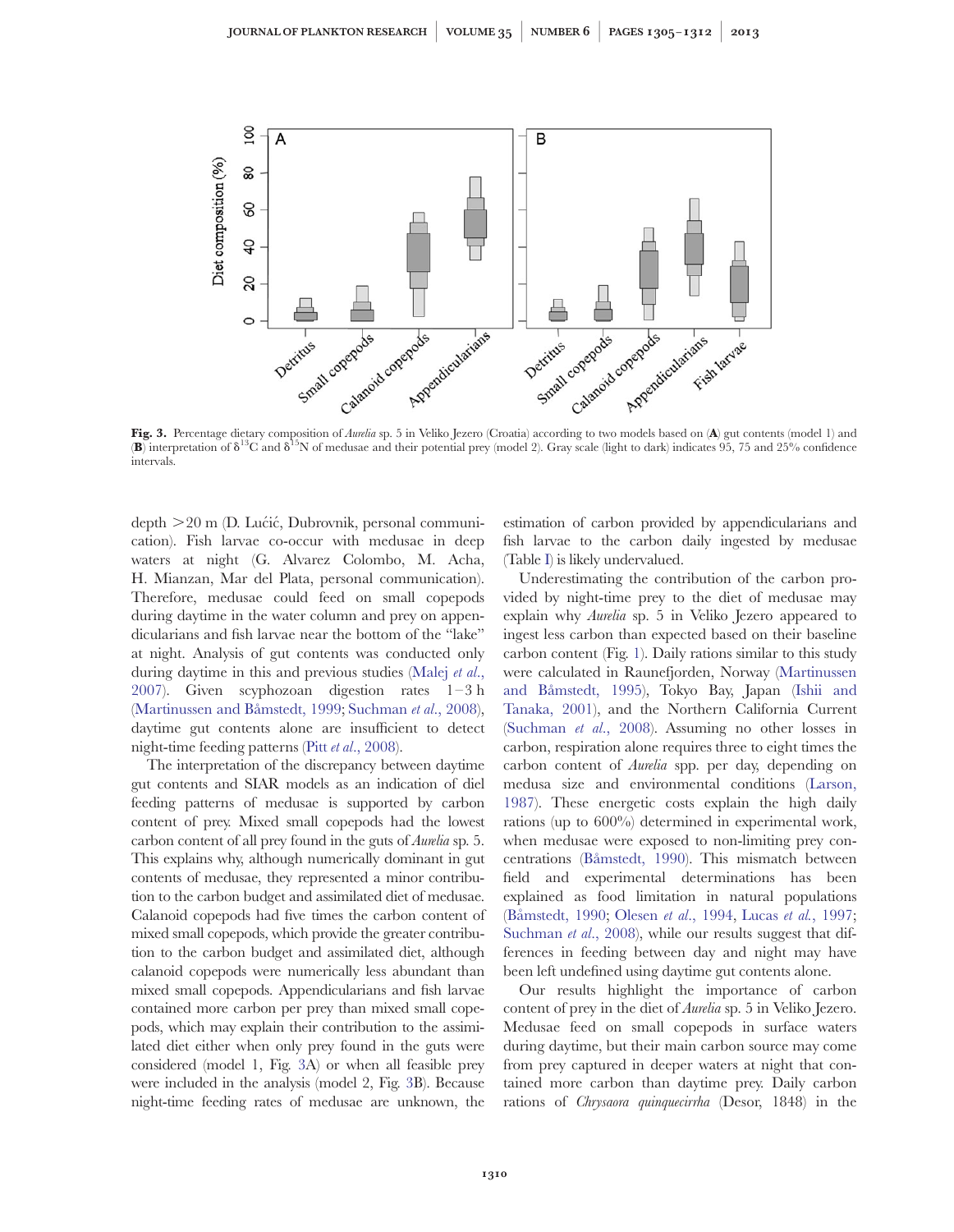**Fig. 3.** Percentage dietary composition of *Aurelia* sp. 5 in Veliko Jezero (Croatia) according to two models based on (**A**) gut contents (model 1) and (**B**) interpretation of $\delta^{13}C$ and $\delta^{15}N$ of medusae and their potential prey (model 2). Gray scale (light to dark) indicates 95, 75 and 25% confidence intervals.

depth >20 m (D. Lučić, Dubrovnik, personal communication). Fish larvae co-occur with medusae in deep waters at night (G. Alvarez Colombo, M. Acha, H. Mianzan, Mar del Plata, personal communication). Therefore, medusae could feed on small copepods during daytime in the water column and prey on appendicularians and fish larvae near the bottom of the "lake" at night. Analysis of gut contents was conducted only during daytime in this and previous studies (Malej *et al.*, 2007). Given scyphozoan digestion rates 1–3 h (Martinussen and Båmstedt, 1999; Suchman *et al.*, 2008), daytime gut contents alone are insufficient to detect night-time feeding patterns (Pitt *et al.*, 2008).

The interpretation of the discrepancy between daytime gut contents and SIAR models as an indication of diel feeding patterns of medusae is supported by carbon content of prey. Mixed small copepods had the lowest carbon content of all prey found in the guts of *Aurelia* sp. 5. This explains why, although numerically dominant in gut contents of medusae, they represented a minor contribution to the carbon budget and assimilated diet of medusae. Calanoid copepods had five times the carbon content of mixed small copepods, which provide the greater contribution to the carbon budget and assimilated diet, although calanoid copepods were numerically less abundant than mixed small copepods. Appendicularians and fish larvae contained more carbon per prey than mixed small copepods, which may explain their contribution to the assimilated diet either when only prey found in the guts were considered (model 1, Fig. 3A) or when all feasible prey were included in the analysis (model 2, Fig. 3B). Because night-time feeding rates of medusae are unknown, the estimation of carbon provided by appendicularians and fish larvae to the carbon daily ingested by medusae (Table I) is likely undervalued.

Underestimating the contribution of the carbon provided by night-time prey to the diet of medusae may explain why *Aurelia* sp. 5 in Veliko Jezero appeared to ingest less carbon than expected based on their baseline carbon content (Fig. 1). Daily rations similar to this study were calculated in Raunefjorden, Norway (Martinussen and Båmstedt, 1995), Tokyo Bay, Japan (Ishii and Tanaka, 2001), and the Northern California Current (Suchman *et al.*, 2008). Assuming no other losses in carbon, respiration alone requires three to eight times the carbon content of *Aurelia* spp. per day, depending on medusa size and environmental conditions (Larson, 1987). These energetic costs explain the high daily rations (up to 600%) determined in experimental work, when medusae were exposed to non-limiting prey concentrations (Båmstedt, 1990). This mismatch between field and experimental determinations has been explained as food limitation in natural populations (Båmstedt, 1990; Olesen *et al.*, 1994, Lucas *et al.*, 1997; Suchman *et al.*, 2008), while our results suggest that differences in feeding between day and night may have been left undefined using daytime gut contents alone.

Our results highlight the importance of carbon content of prey in the diet of *Aurelia* sp. 5 in Veliko Jezero. Medusae feed on small copepods in surface waters during daytime, but their main carbon source may come from prey captured in deeper waters at night that contained more carbon than daytime prey. Daily carbon rations of *Chrysaora quinquecirrha* (Desor, 1848) in the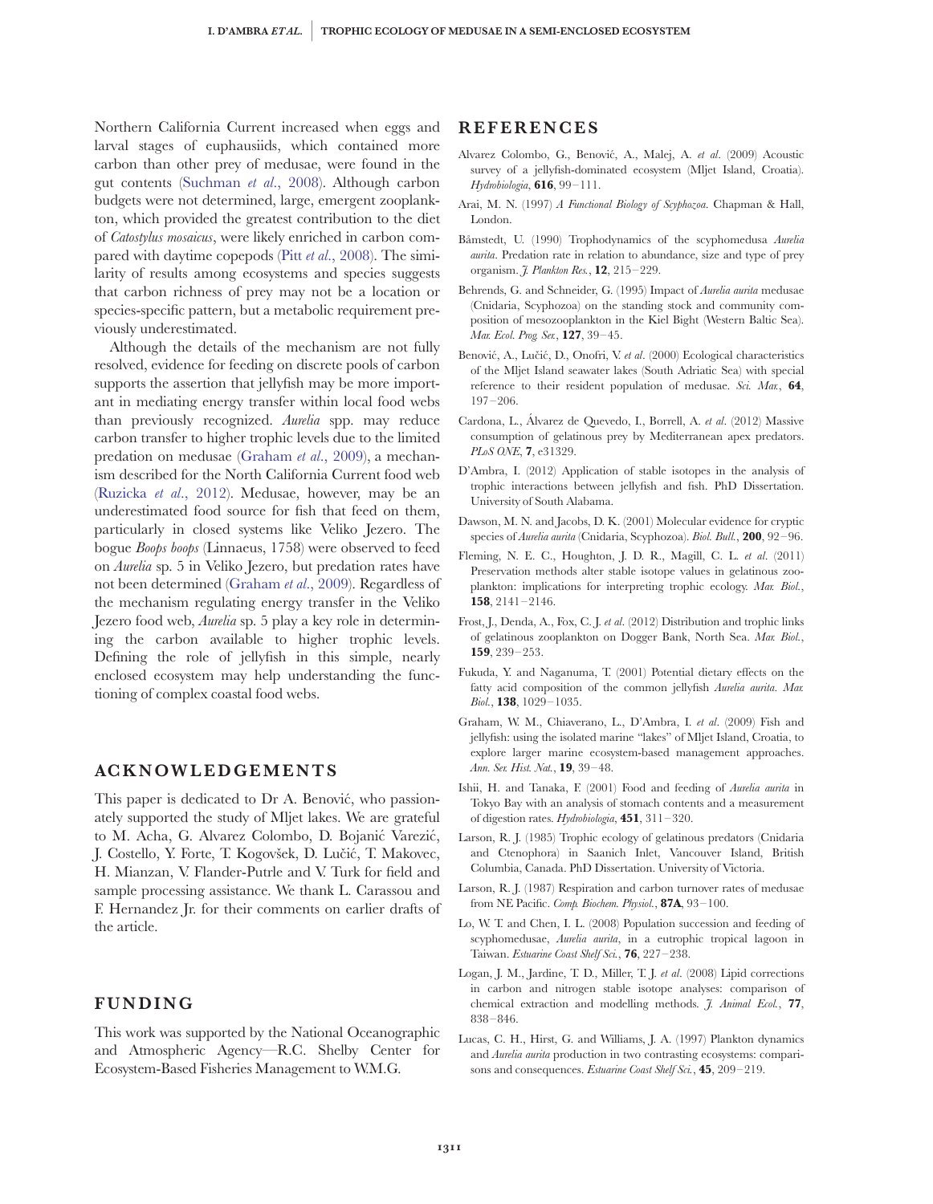Northern California Current increased when eggs and larval stages of euphausiids, which contained more carbon than other prey of medusae, were found in the gut contents (Suchman *et al.*, 2008). Although carbon budgets were not determined, large, emergent zooplankton, which provided the greatest contribution to the diet of *Catostylus mosaicus*, were likely enriched in carbon compared with daytime copepods (Pitt *et al.*, 2008). The similarity of results among ecosystems and species suggests that carbon richness of prey may not be a location or species-specific pattern, but a metabolic requirement previously underestimated.

Although the details of the mechanism are not fully resolved, evidence for feeding on discrete pools of carbon supports the assertion that jellyfish may be more important in mediating energy transfer within local food webs than previously recognized. *Aurelia* spp. may reduce carbon transfer to higher trophic levels due to the limited predation on medusae (Graham *et al.*, 2009), a mechanism described for the North California Current food web (Ruzicka *et al.*, 2012). Medusae, however, may be an underestimated food source for fish that feed on them, particularly in closed systems like Veliko Jezero. The bogue *Boops boops* (Linnaeus, 1758) were observed to feed on *Aurelia* sp. 5 in Veliko Jezero, but predation rates have not been determined (Graham *et al.*, 2009). Regardless of the mechanism regulating energy transfer in the Veliko Jezero food web, *Aurelia* sp. 5 play a key role in determining the carbon available to higher trophic levels. Defining the role of jellyfish in this simple, nearly enclosed ecosystem may help understanding the functioning of complex coastal food webs.

## ACKNOWLEDGEMENTS

This paper is dedicated to Dr A. Benović, who passionately supported the study of Mljet lakes. We are grateful to M. Acha, G. Alvarez Colombo, D. Bojanić Varezić, J. Costello, Y. Forte, T. Kogovšek, D. Lučić, T. Makovec, H. Mianzan, V. Flander-Putrle and V. Turk for field and sample processing assistance. We thank L. Carassou and F. Hernandez Jr. for their comments on earlier drafts of the article.

## FUNDING

This work was supported by the National Oceanographic and Atmospheric Agency—R.C. Shelby Center for Ecosystem-Based Fisheries Management to W.M.G.

## REFERENCES

Alvarez Colombo, G., Benović, A., Malej, A. *et al.* (2009) Acoustic survey of a jellyfish-dominated ecosystem (Mljet Island, Croatia). *Hydrobiologia*, **616**, 99–111.

Arai, M. N. (1997) *A Functional Biology of Scyphozoa*. Chapman & Hall, London.

Båmstedt, U. (1990) Trophodynamics of the scyphomedusa *Aurelia aurita*. Predation rate in relation to abundance, size and type of prey organism. *J. Plankton Res.*, **12**, 215–229.

Behrends, G. and Schneider, G. (1995) Impact of *Aurelia aurita* medusae (Cnidaria, Scyphozoa) on the standing stock and community composition of mesozooplankton in the Kiel Bight (Western Baltic Sea). *Mar. Ecol. Prog. Ser.*, **127**, 39–45.

Benović, A., Lučić, D., Onofri, V. *et al.* (2000) Ecological characteristics of the Mljet Island seawater lakes (South Adriatic Sea) with special reference to their resident population of medusae. *Sci. Mar.*, **64**, 197–206.

Cardona, L., Álvarez de Quevedo, I., Borrell, A. *et al.* (2012) Massive consumption of gelatinous prey by Mediterranean apex predators. *PLoS ONE*, **7**, e31329.

D'Ambra, I. (2012) Application of stable isotopes in the analysis of trophic interactions between jellyfish and fish. PhD Dissertation. University of South Alabama.

Dawson, M. N. and Jacobs, D. K. (2001) Molecular evidence for cryptic species of *Aurelia aurita* (Cnidaria, Scyphozoa). *Biol. Bull.*, **200**, 92–96.

Fleming, N. E. C., Houghton, J. D. R., Magill, C. L. *et al.* (2011) Preservation methods alter stable isotope values in gelatinous zooplankton: implications for interpreting trophic ecology. *Mar. Biol.*, **158**, 2141–2146.

Frost, J., Denda, A., Fox, C. J. *et al.* (2012) Distribution and trophic links of gelatinous zooplankton on Dogger Bank, North Sea. *Mar. Biol.*, **159**, 239–253.

Fukuda, Y. and Naganuma, T. (2001) Potential dietary effects on the fatty acid composition of the common jellyfish *Aurelia aurita*. *Mar. Biol.*, **138**, 1029–1035.

Graham, W. M., Chiaverano, L., D'Ambra, I. *et al.* (2009) Fish and jellyfish: using the isolated marine "lakes" of Mljet Island, Croatia, to explore larger marine ecosystem-based management approaches. *Ann. Ser. Hist. Nat.*, **19**, 39–48.

Ishii, H. and Tanaka, F. (2001) Food and feeding of *Aurelia aurita* in Tokyo Bay with an analysis of stomach contents and a measurement of digestion rates. *Hydrobiologia*, **451**, 311–320.

Larson, R. J. (1985) Trophic ecology of gelatinous predators (Cnidaria and Ctenophora) in Saanich Inlet, Vancouver Island, British Columbia, Canada. PhD Dissertation. University of Victoria.

Larson, R. J. (1987) Respiration and carbon turnover rates of medusae from NE Pacific. *Comp. Biochem. Physiol.*, **87A**, 93–100.

Lo, W. T. and Chen, I. L. (2008) Population succession and feeding of scyphomedusae, *Aurelia aurita*, in a eutrophic tropical lagoon in Taiwan. *Estuarine Coast Shelf Sci.*, **76**, 227–238.

Logan, J. M., Jardine, T. D., Miller, T. J. *et al.* (2008) Lipid corrections in carbon and nitrogen stable isotope analyses: comparison of chemical extraction and modelling methods. *J. Animal Ecol.*, **77**, 838–846.

Lucas, C. H., Hirst, G. and Williams, J. A. (1997) Plankton dynamics and *Aurelia aurita* production in two contrasting ecosystems: comparisons and consequences. *Estuarine Coast Shelf Sci.*, **45**, 209–219.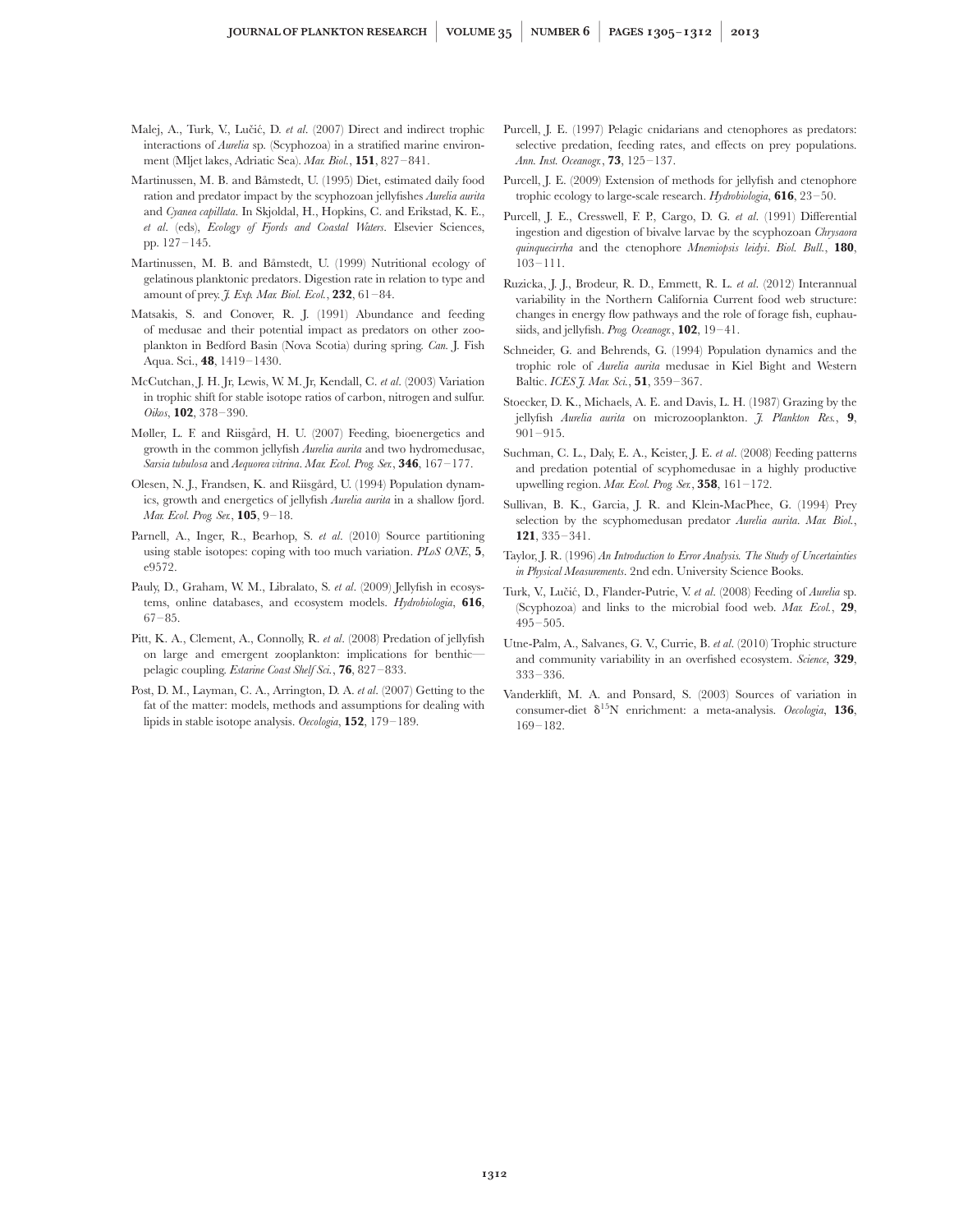Malej, A., Turk, V., Lučić, D. *et al*. (2007) Direct and indirect trophic interactions of *Aurelia* sp. (Scyphozoa) in a stratified marine environment (Mljet lakes, Adriatic Sea). *Mar. Biol.*, **151**, 827–841.

Martinussen, M. B. and Båmstedt, U. (1995) Diet, estimated daily food ration and predator impact by the scyphozoan jellyfishes *Aurelia aurita* and *Cyanea capillata*. In Skjoldal, H., Hopkins, C. and Erikstad, K. E., *et al*. (eds), *Ecology of Fjords and Coastal Waters*. Elsevier Sciences, pp. 127–145.

Martinussen, M. B. and Båmstedt, U. (1999) Nutritional ecology of gelatinous planktonic predators. Digestion rate in relation to type and amount of prey. *J. Exp. Mar. Biol. Ecol.*, **232**, 61–84.

Matsakis, S. and Conover, R. J. (1991) Abundance and feeding of medusae and their potential impact as predators on other zooplankton in Bedford Basin (Nova Scotia) during spring. *Can*. J. Fish Aqua. Sci., **48**, 1419–1430.

McCutchan, J. H. Jr, Lewis, W. M. Jr, Kendall, C. *et al*. (2003) Variation in trophic shift for stable isotope ratios of carbon, nitrogen and sulfur. *Oikos*, **102**, 378–390.

Møller, L. F. and Riisgård, H. U. (2007) Feeding, bioenergetics and growth in the common jellyfish *Aurelia aurita* and two hydromedusae, *Sarsia tubulosa* and *Aequorea vitrina*. *Mar. Ecol. Prog. Ser.*, **346**, 167–177.

Olesen, N. J., Frandsen, K. and Riisgård, U. (1994) Population dynamics, growth and energetics of jellyfish *Aurelia aurita* in a shallow fjord. *Mar. Ecol. Prog. Ser.*, **105**, 9–18.

Parnell, A., Inger, R., Bearhop, S. *et al*. (2010) Source partitioning using stable isotopes: coping with too much variation. *PLoS ONE*, **5**, e9572.

Pauly, D., Graham, W. M., Libralato, S. *et al*. (2009) Jellyfish in ecosystems, online databases, and ecosystem models. *Hydrobiologia*, **616**, 67–85.

Pitt, K. A., Clement, A., Connolly, R. *et al*. (2008) Predation of jellyfish on large and emergent zooplankton: implications for benthic—pelagic coupling. *Estarine Coast Shelf Sci.*, **76**, 827–833.

Post, D. M., Layman, C. A., Arrington, D. A. *et al*. (2007) Getting to the fat of the matter: models, methods and assumptions for dealing with lipids in stable isotope analysis. *Oecologia*, **152**, 179–189.

Purcell, J. E. (1997) Pelagic cnidarians and ctenophores as predators: selective predation, feeding rates, and effects on prey populations. *Ann. Inst. Oceanogr.*, **73**, 125–137.

Purcell, J. E. (2009) Extension of methods for jellyfish and ctenophore trophic ecology to large-scale research. *Hydrobiologia*, **616**, 23–50.

Purcell, J. E., Cresswell, F. P., Cargo, D. G. *et al*. (1991) Differential ingestion and digestion of bivalve larvae by the scyphozoan *Chrysaora quinquecirrha* and the ctenophore *Mnemiopsis leidyi*. *Biol. Bull.*, **180**, 103–111.

Ruzicka, J. J., Brodeur, R. D., Emmett, R. L. *et al*. (2012) Interannual variability in the Northern California Current food web structure: changes in energy flow pathways and the role of forage fish, euphausiids, and jellyfish. *Prog. Oceanogr.*, **102**, 19–41.

Schneider, G. and Behrends, G. (1994) Population dynamics and the trophic role of *Aurelia aurita* medusae in Kiel Bight and Western Baltic. *ICES J. Mar. Sci.*, **51**, 359–367.

Stoecker, D. K., Michaels, A. E. and Davis, L. H. (1987) Grazing by the jellyfish *Aurelia aurita* on microzooplankton. *J. Plankton Res.*, **9**, 901–915.

Suchman, C. L., Daly, E. A., Keister, J. E. *et al*. (2008) Feeding patterns and predation potential of scyphomedusae in a highly productive upwelling region. *Mar. Ecol. Prog. Ser.*, **358**, 161–172.

Sullivan, B. K., Garcia, J. R. and Klein-MacPhee, G. (1994) Prey selection by the scyphomedusan predator *Aurelia aurita*. *Mar. Biol.*, **121**, 335–341.

Taylor, J. R. (1996) *An Introduction to Error Analysis. The Study of Uncertainties in Physical Measurements*. 2nd edn. University Science Books.

Turk, V., Lučić, D., Flander-Putrie, V. *et al*. (2008) Feeding of *Aurelia* sp. (Scyphozoa) and links to the microbial food web. *Mar. Ecol.*, **29**, 495–505.

Utne-Palm, A., Salvanes, G. V., Currie, B. *et al*. (2010) Trophic structure and community variability in an overfished ecosystem. *Science*, **329**, 333–336.

Vanderklift, M. A. and Ponsard, S. (2003) Sources of variation in consumer-diet $\delta^{15}$N enrichment: a meta-analysis. *Oecologia*, **136**, 169–182.